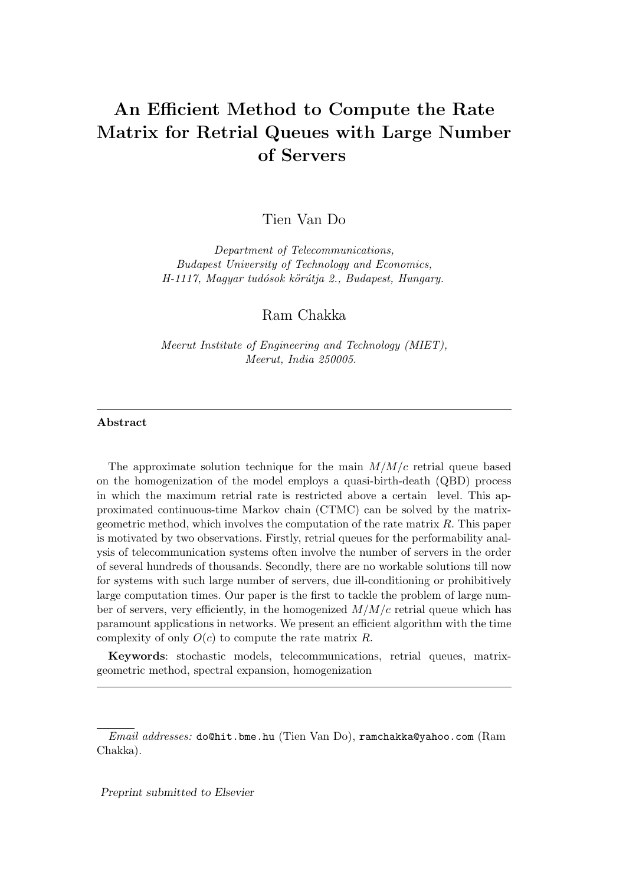# An Efficient Method to Compute the Rate Matrix for Retrial Queues with Large Number of Servers

Tien Van Do

*Department of Telecommunications,*
*Budapest University of Technology and Economics,*
*H-1117, Magyar tudósok körútja 2., Budapest, Hungary.*

Ram Chakka

*Meerut Institute of Engineering and Technology (MIET),*
*Meerut, India 250005.*

---

**Abstract**

The approximate solution technique for the main $M/M/c$ retrial queue based on the homogenization of the model employs a quasi-birth-death (QBD) process in which the maximum retrial rate is restricted above a certain level. This approximated continuous-time Markov chain (CTMC) can be solved by the matrix-geometric method, which involves the computation of the rate matrix $R$. This paper is motivated by two observations. Firstly, retrial queues for the performability analysis of telecommunication systems often involve the number of servers in the order of several hundreds of thousands. Secondly, there are no workable solutions till now for systems with such large number of servers, due ill-conditioning or prohibitively large computation times. Our paper is the first to tackle the problem of large number of servers, very efficiently, in the homogenized $M/M/c$ retrial queue which has paramount applications in networks. We present an efficient algorithm with the time complexity of only $O(c)$ to compute the rate matrix $R$.

**Keywords**: stochastic models, telecommunications, retrial queues, matrix-geometric method, spectral expansion, homogenization

---

*Email addresses:* do@hit.bme.hu (Tien Van Do), ramchakka@yahoo.com (Ram Chakka).

*Preprint submitted to Elsevier*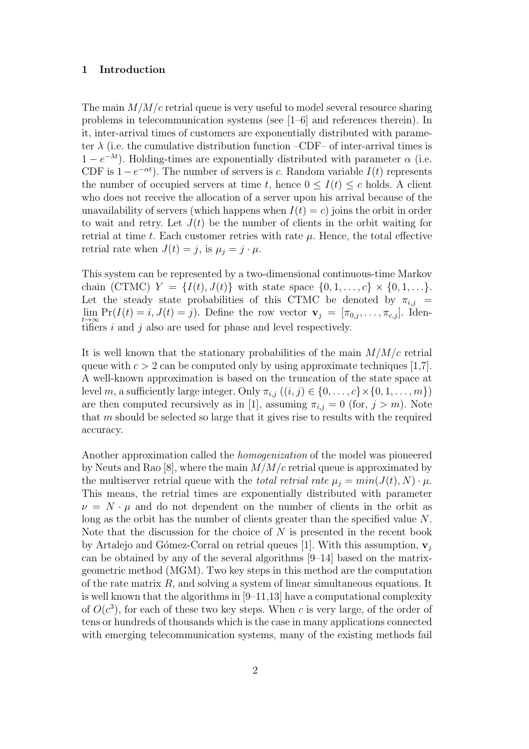## 1 Introduction

The main $M/M/c$ retrial queue is very useful to model several resource sharing problems in telecommunication systems (see [1–6] and references therein). In it, inter-arrival times of customers are exponentially distributed with parameter $\lambda$ (i.e. the cumulative distribution function –CDF– of inter-arrival times is $1 - e^{-\lambda t}$). Holding-times are exponentially distributed with parameter $\alpha$ (i.e. CDF is $1 - e^{-\alpha t}$). The number of servers is $c$. Random variable $I(t)$ represents the number of occupied servers at time $t$, hence $0 \leq I(t) \leq c$ holds. A client who does not receive the allocation of a server upon his arrival because of the unavailability of servers (which happens when $I(t) = c$) joins the orbit in order to wait and retry. Let $J(t)$ be the number of clients in the orbit waiting for retrial at time $t$. Each customer retries with rate $\mu$. Hence, the total effective retrial rate when $J(t) = j$, is $\mu_j = j \cdot \mu$.

This system can be represented by a two-dimensional continuous-time Markov chain (CTMC) $Y = \{I(t), J(t)\}$ with state space $\{0, 1, \ldots, c\} \times \{0, 1, \ldots\}$. Let the steady state probabilities of this CTMC be denoted by $\pi_{i,j} = \lim_{t\to\infty} \Pr(I(t) = i, J(t) = j)$. Define the row vector $\mathbf{v}_j = [\pi_{0,j}, \ldots, \pi_{c,j}]$. Identifiers $i$ and $j$ also are used for phase and level respectively.

It is well known that the stationary probabilities of the main $M/M/c$ retrial queue with $c > 2$ can be computed only by using approximate techniques [1,7]. A well-known approximation is based on the truncation of the state space at level $m$, a sufficiently large integer. Only $\pi_{i,j}$ ($(i, j) \in \{0, \ldots, c\} \times \{0, 1, \ldots, m\}$) are then computed recursively as in [1], assuming $\pi_{i,j} = 0$ (for, $j > m$). Note that $m$ should be selected so large that it gives rise to results with the required accuracy.

Another approximation called the *homogenization* of the model was pioneered by Neuts and Rao [8], where the main $M/M/c$ retrial queue is approximated by the multiserver retrial queue with the *total retrial rate* $\mu_j = min(J(t), N) \cdot \mu$. This means, the retrial times are exponentially distributed with parameter $\nu = N \cdot \mu$ and do not dependent on the number of clients in the orbit as long as the orbit has the number of clients greater than the specified value $N$. Note that the discussion for the choice of $N$ is presented in the recent book by Artalejo and Gómez-Corral on retrial queues [1]. With this assumption, $\mathbf{v}_j$ can be obtained by any of the several algorithms [9–14] based on the matrix-geometric method (MGM). Two key steps in this method are the computation of the rate matrix $R$, and solving a system of linear simultaneous equations. It is well known that the algorithms in [9–11,13] have a computational complexity of $O(c^3)$, for each of these two key steps. When $c$ is very large, of the order of tens or hundreds of thousands which is the case in many applications connected with emerging telecommunication systems, many of the existing methods fail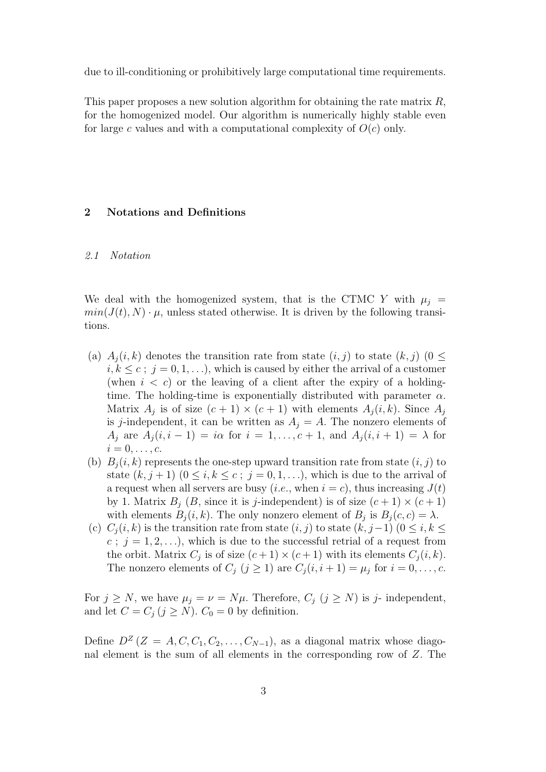due to ill-conditioning or prohibitively large computational time requirements.

This paper proposes a new solution algorithm for obtaining the rate matrix $R$, for the homogenized model. Our algorithm is numerically highly stable even for large $c$ values and with a computational complexity of $O(c)$ only.

## 2 Notations and Definitions

### *2.1 Notation*

We deal with the homogenized system, that is the CTMC $Y$ with $\mu_j = min(J(t), N) \cdot \mu$, unless stated otherwise. It is driven by the following transitions.

(a) $A_j(i,k)$ denotes the transition rate from state $(i,j)$ to state $(k,j)$ $(0 \le i,k \le c\ ;\ j = 0,1,\ldots)$, which is caused by either the arrival of a customer (when $i < c$) or the leaving of a client after the expiry of a holding-time. The holding-time is exponentially distributed with parameter $\alpha$. Matrix $A_j$ is of size $(c+1) \times (c+1)$ with elements $A_j(i,k)$. Since $A_j$ is $j$-independent, it can be written as $A_j = A$. The nonzero elements of $A_j$ are $A_j(i,i-1) = i\alpha$ for $i = 1,\ldots,c+1$, and $A_j(i,i+1) = \lambda$ for $i = 0,\ldots,c$.

(b) $B_j(i,k)$ represents the one-step upward transition rate from state $(i,j)$ to state $(k,j+1)$ $(0 \le i,k \le c\ ;\ j = 0,1,\ldots)$, which is due to the arrival of a request when all servers are busy (*i.e.*, when $i = c$), thus increasing $J(t)$ by 1. Matrix $B_j$ ($B$, since it is $j$-independent) is of size $(c+1) \times (c+1)$ with elements $B_j(i,k)$. The only nonzero element of $B_j$ is $B_j(c,c) = \lambda$.

(c) $C_j(i,k)$ is the transition rate from state $(i,j)$ to state $(k,j-1)$ $(0 \le i,k \le c\ ;\ j = 1,2,\ldots)$, which is due to the successful retrial of a request from the orbit. Matrix $C_j$ is of size $(c+1) \times (c+1)$ with its elements $C_j(i,k)$. The nonzero elements of $C_j$ $(j \ge 1)$ are $C_j(i,i+1) = \mu_j$ for $i = 0,\ldots,c$.

For $j \ge N$, we have $\mu_j = \nu = N\mu$. Therefore, $C_j$ $(j \ge N)$ is $j$- independent, and let $C = C_j\,(j \ge N)$. $C_0 = 0$ by definition.

Define $D^Z\,(Z = A, C, C_1, C_2, \ldots, C_{N-1})$, as a diagonal matrix whose diagonal element is the sum of all elements in the corresponding row of $Z$. The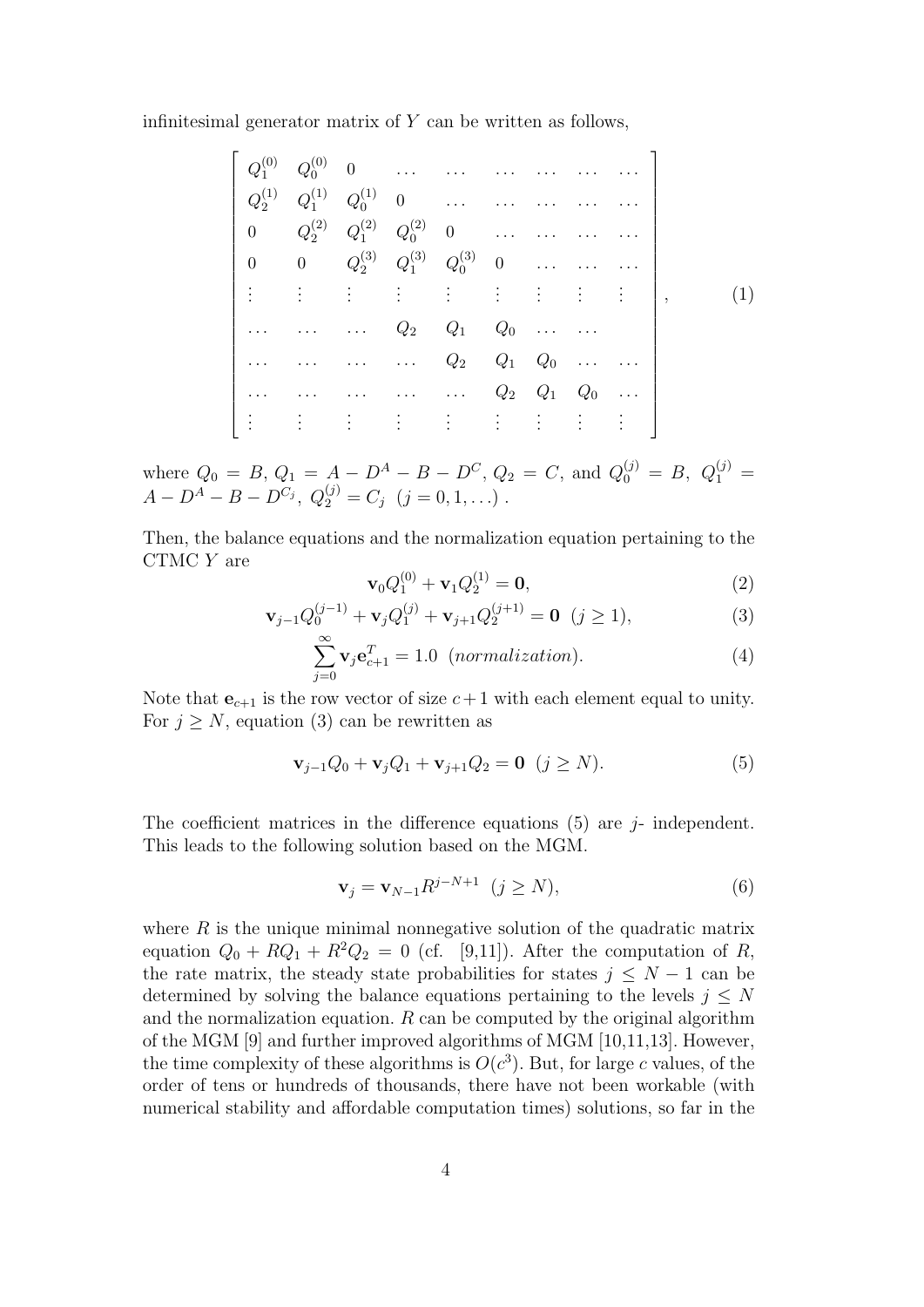infinitesimal generator matrix of $Y$ can be written as follows,

$$
\begin{bmatrix}
Q_1^{(0)} & Q_0^{(0)} & 0 & \dots & \dots & \dots & \dots & \dots & \dots \\
Q_2^{(1)} & Q_1^{(1)} & Q_0^{(1)} & 0 & \dots & \dots & \dots & \dots & \dots \\
0 & Q_2^{(2)} & Q_1^{(2)} & Q_0^{(2)} & 0 & \dots & \dots & \dots & \dots \\
0 & 0 & Q_2^{(3)} & Q_1^{(3)} & Q_0^{(3)} & 0 & \dots & \dots & \dots \\
\vdots & \vdots & \vdots & \vdots & \vdots & \vdots & \vdots & \vdots & \vdots \\
\dots & \dots & \dots & Q_2 & Q_1 & Q_0 & \dots & \dots & \\
\dots & \dots & \dots & \dots & Q_2 & Q_1 & Q_0 & \dots & \dots \\
\dots & \dots & \dots & \dots & \dots & Q_2 & Q_1 & Q_0 & \dots \\
\vdots & \vdots & \vdots & \vdots & \vdots & \vdots & \vdots & \vdots & \vdots
\end{bmatrix}, \qquad (1)
$$

where $Q_0 = B$, $Q_1 = A - D^A - B - D^C$, $Q_2 = C$, and $Q_0^{(j)} = B,\ Q_1^{(j)} = A - D^A - B - D^{C_j},\ Q_2^{(j)} = C_j\ \ (j = 0, 1, \dots)$ .

Then, the balance equations and the normalization equation pertaining to the CTMC $Y$ are

$$\mathbf{v}_0 Q_1^{(0)} + \mathbf{v}_1 Q_2^{(1)} = \mathbf{0}, \qquad (2)$$

$$\mathbf{v}_{j-1} Q_0^{(j-1)} + \mathbf{v}_j Q_1^{(j)} + \mathbf{v}_{j+1} Q_2^{(j+1)} = \mathbf{0}\ \ (j \geq 1), \qquad (3)$$

$$\sum_{j=0}^{\infty} \mathbf{v}_j \mathbf{e}_{c+1}^T = 1.0\ \ (normalization). \qquad (4)$$

Note that $\mathbf{e}_{c+1}$ is the row vector of size $c+1$ with each element equal to unity. For $j \geq N$, equation (3) can be rewritten as

$$\mathbf{v}_{j-1} Q_0 + \mathbf{v}_j Q_1 + \mathbf{v}_{j+1} Q_2 = \mathbf{0}\ \ (j \geq N). \qquad (5)$$

The coefficient matrices in the difference equations (5) are $j$- independent. This leads to the following solution based on the MGM.

$$\mathbf{v}_j = \mathbf{v}_{N-1} R^{j-N+1}\ \ (j \geq N), \qquad (6)$$

where $R$ is the unique minimal nonnegative solution of the quadratic matrix equation $Q_0 + RQ_1 + R^2 Q_2 = 0$ (cf. [9,11]). After the computation of $R$, the rate matrix, the steady state probabilities for states $j \leq N-1$ can be determined by solving the balance equations pertaining to the levels $j \leq N$ and the normalization equation. $R$ can be computed by the original algorithm of the MGM [9] and further improved algorithms of MGM [10,11,13]. However, the time complexity of these algorithms is $O(c^3)$. But, for large $c$ values, of the order of tens or hundreds of thousands, there have not been workable (with numerical stability and affordable computation times) solutions, so far in the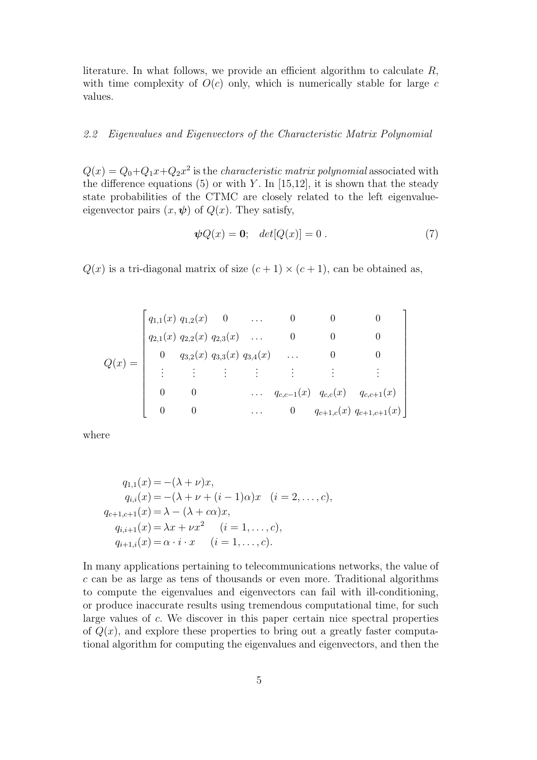literature. In what follows, we provide an efficient algorithm to calculate $R$, with time complexity of $O(c)$ only, which is numerically stable for large $c$ values.

### *2.2 Eigenvalues and Eigenvectors of the Characteristic Matrix Polynomial*

$Q(x) = Q_0 + Q_1 x + Q_2 x^2$ is the *characteristic matrix polynomial* associated with the difference equations (5) or with $Y$. In [15,12], it is shown that the steady state probabilities of the CTMC are closely related to the left eigenvalue-eigenvector pairs $(x, \boldsymbol{\psi})$ of $Q(x)$. They satisfy,

$$\boldsymbol{\psi} Q(x) = \mathbf{0}; \quad det[Q(x)] = 0 \ . \tag{7}$$

$Q(x)$ is a tri-diagonal matrix of size $(c+1) \times (c+1)$, can be obtained as,

$$Q(x) = \begin{bmatrix} q_{1,1}(x) & q_{1,2}(x) & 0 & \dots & 0 & 0 & 0 \\ q_{2,1}(x) & q_{2,2}(x) & q_{2,3}(x) & \dots & 0 & 0 & 0 \\ 0 & q_{3,2}(x) & q_{3,3}(x) & q_{3,4}(x) & \dots & 0 & 0 \\ \vdots & \vdots & \vdots & \vdots & \vdots & \vdots & \vdots \\ 0 & 0 & & \dots & q_{c,c-1}(x) & q_{c,c}(x) & q_{c,c+1}(x) \\ 0 & 0 & & \dots & 0 & q_{c+1,c}(x) & q_{c+1,c+1}(x) \end{bmatrix}$$

where

$$\begin{aligned} q_{1,1}(x) &= -(\lambda + \nu)x, \\ q_{i,i}(x) &= -(\lambda + \nu + (i-1)\alpha)x \quad (i = 2, \dots, c), \\ q_{c+1,c+1}(x) &= \lambda - (\lambda + c\alpha)x, \\ q_{i,i+1}(x) &= \lambda x + \nu x^2 \qquad (i = 1, \dots, c), \\ q_{i+1,i}(x) &= \alpha \cdot i \cdot x \qquad (i = 1, \dots, c). \end{aligned}$$

In many applications pertaining to telecommunications networks, the value of $c$ can be as large as tens of thousands or even more. Traditional algorithms to compute the eigenvalues and eigenvectors can fail with ill-conditioning, or produce inaccurate results using tremendous computational time, for such large values of $c$. We discover in this paper certain nice spectral properties of $Q(x)$, and explore these properties to bring out a greatly faster computational algorithm for computing the eigenvalues and eigenvectors, and then the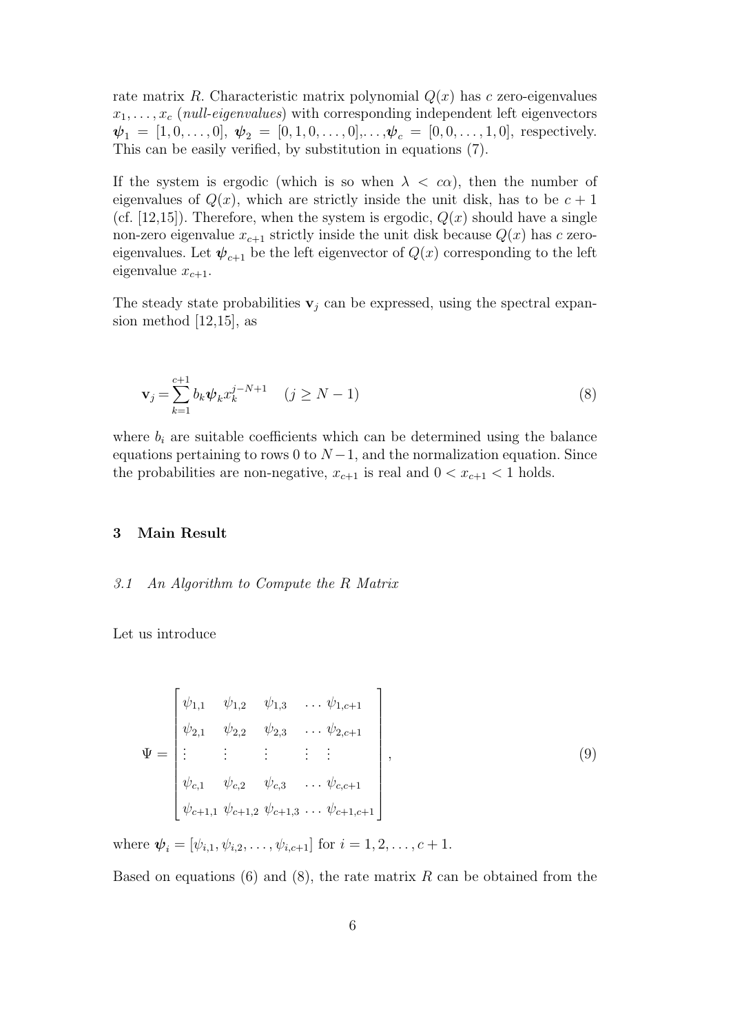rate matrix $R$. Characteristic matrix polynomial $Q(x)$ has $c$ zero-eigenvalues $x_1, \dots, x_c$ (*null-eigenvalues*) with corresponding independent left eigenvectors $\boldsymbol{\psi}_1 = [1, 0, \dots, 0]$, $\boldsymbol{\psi}_2 = [0, 1, 0, \dots, 0]$,..., $\boldsymbol{\psi}_c = [0, 0, \dots, 1, 0]$, respectively. This can be easily verified, by substitution in equations (7).

If the system is ergodic (which is so when $\lambda < c\alpha$), then the number of eigenvalues of $Q(x)$, which are strictly inside the unit disk, has to be $c+1$ (cf. [12,15]). Therefore, when the system is ergodic, $Q(x)$ should have a single non-zero eigenvalue $x_{c+1}$ strictly inside the unit disk because $Q(x)$ has $c$ zero-eigenvalues. Let $\boldsymbol{\psi}_{c+1}$ be the left eigenvector of $Q(x)$ corresponding to the left eigenvalue $x_{c+1}$.

The steady state probabilities $\mathbf{v}_j$ can be expressed, using the spectral expansion method [12,15], as

$$\mathbf{v}_j = \sum_{k=1}^{c+1} b_k \boldsymbol{\psi}_k x_k^{j-N+1} \quad (j \geq N-1) \tag{8}$$

where $b_i$ are suitable coefficients which can be determined using the balance equations pertaining to rows 0 to $N-1$, and the normalization equation. Since the probabilities are non-negative, $x_{c+1}$ is real and $0 < x_{c+1} < 1$ holds.

## 3 Main Result

### *3.1 An Algorithm to Compute the R Matrix*

Let us introduce

$$\Psi = \begin{bmatrix} \psi_{1,1} & \psi_{1,2} & \psi_{1,3} & \dots & \psi_{1,c+1} \\ \psi_{2,1} & \psi_{2,2} & \psi_{2,3} & \dots & \psi_{2,c+1} \\ \vdots & \vdots & \vdots & \vdots & \vdots \\ \psi_{c,1} & \psi_{c,2} & \psi_{c,3} & \dots & \psi_{c,c+1} \\ \psi_{c+1,1} & \psi_{c+1,2} & \psi_{c+1,3} & \dots & \psi_{c+1,c+1} \end{bmatrix}, \tag{9}$$

where $\boldsymbol{\psi}_i = [\psi_{i,1}, \psi_{i,2}, \dots, \psi_{i,c+1}]$ for $i = 1, 2, \dots, c+1$.

Based on equations (6) and (8), the rate matrix $R$ can be obtained from the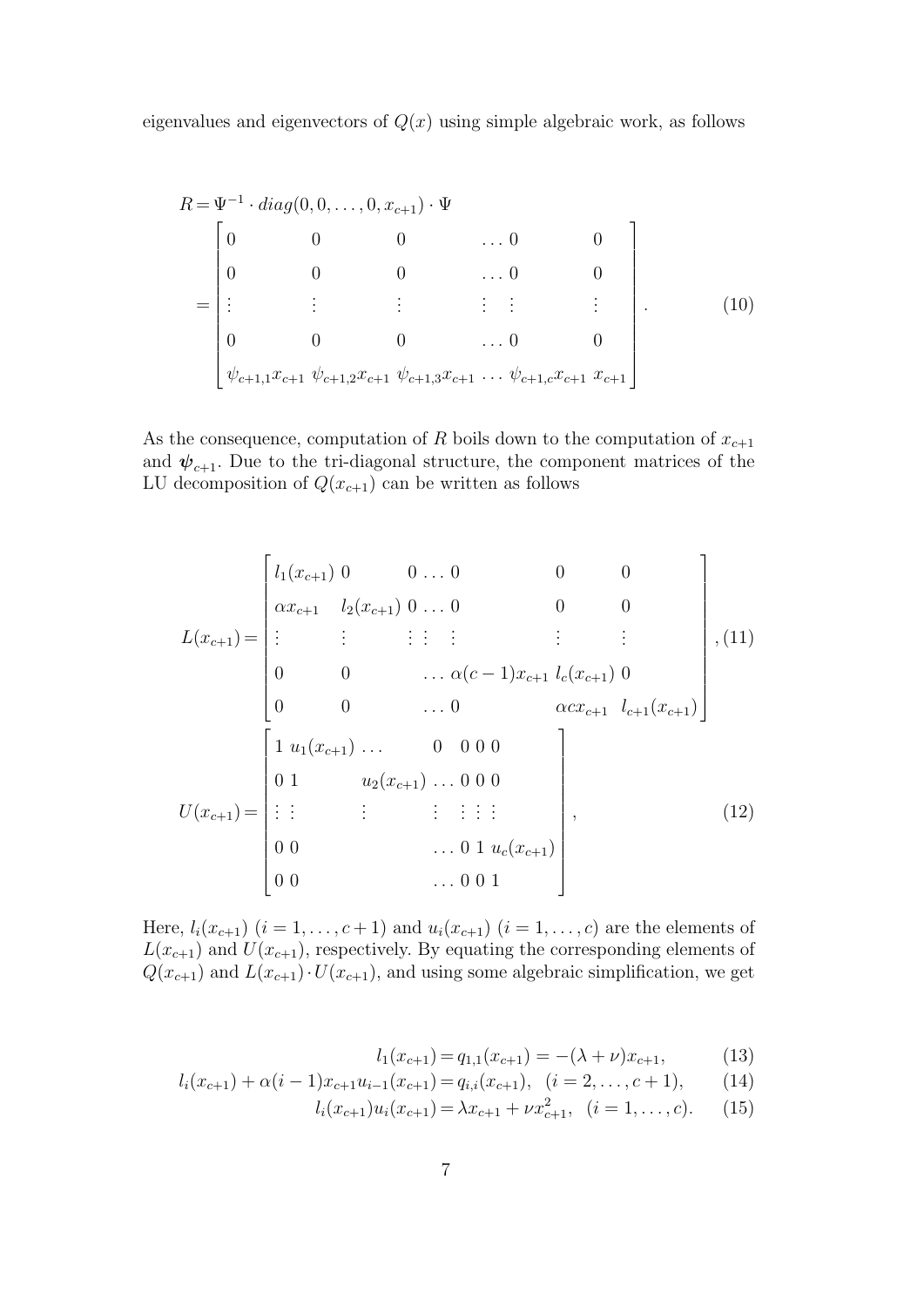eigenvalues and eigenvectors of $Q(x)$ using simple algebraic work, as follows

$$
\begin{aligned}
R &= \Psi^{-1} \cdot diag(0, 0, \ldots, 0, x_{c+1}) \cdot \Psi \\
&= \begin{bmatrix}
0 & 0 & 0 & \ldots 0 & 0 \\
0 & 0 & 0 & \ldots 0 & 0 \\
\vdots & \vdots & \vdots & \vdots \;\; \vdots & \vdots \\
0 & 0 & 0 & \ldots 0 & 0 \\
\psi_{c+1,1}x_{c+1} & \psi_{c+1,2}x_{c+1} & \psi_{c+1,3}x_{c+1} & \ldots \psi_{c+1,c}x_{c+1} & x_{c+1}
\end{bmatrix}.
\end{aligned} \tag{10}
$$

As the consequence, computation of $R$ boils down to the computation of $x_{c+1}$ and $\boldsymbol{\psi}_{c+1}$. Due to the tri-diagonal structure, the component matrices of the LU decomposition of $Q(x_{c+1})$ can be written as follows

$$
L(x_{c+1}) = \begin{bmatrix}
l_1(x_{c+1}) & 0 & 0 \ldots 0 & 0 & 0 \\
\alpha x_{c+1} & l_2(x_{c+1}) & 0 \ldots 0 & 0 & 0 \\
\vdots & \vdots & \vdots \; \vdots \;\; \vdots & \vdots & \vdots \\
0 & 0 & \ldots \alpha(c-1)x_{c+1} & l_c(x_{c+1}) & 0 \\
0 & 0 & \ldots 0 & \alpha c x_{c+1} & l_{c+1}(x_{c+1})
\end{bmatrix}, \tag{11}
$$

$$
U(x_{c+1}) = \begin{bmatrix}
1 & u_1(x_{c+1}) & \ldots & 0 & 0 \; 0 \; 0 \\
0 & 1 & u_2(x_{c+1}) & \ldots & 0 \; 0 \; 0 \\
\vdots & \vdots & \vdots & \vdots & \vdots \; \vdots \; \vdots \\
0 & 0 & & \ldots & 0 \; 1 \; u_c(x_{c+1}) \\
0 & 0 & & \ldots & 0 \; 0 \; 1
\end{bmatrix}, \tag{12}
$$

Here, $l_i(x_{c+1})$ $(i = 1, \ldots, c+1)$ and $u_i(x_{c+1})$ $(i = 1, \ldots, c)$ are the elements of $L(x_{c+1})$ and $U(x_{c+1})$, respectively. By equating the corresponding elements of $Q(x_{c+1})$ and $L(x_{c+1}) \cdot U(x_{c+1})$, and using some algebraic simplification, we get

$$
l_1(x_{c+1}) = q_{1,1}(x_{c+1}) = -(\lambda + \nu)x_{c+1}, \tag{13}
$$

$$
l_i(x_{c+1}) + \alpha(i-1)x_{c+1}u_{i-1}(x_{c+1}) = q_{i,i}(x_{c+1}), \quad (i = 2, \ldots, c+1), \tag{14}
$$

$$
l_i(x_{c+1})u_i(x_{c+1}) = \lambda x_{c+1} + \nu x_{c+1}^2, \quad (i = 1, \ldots, c). \tag{15}
$$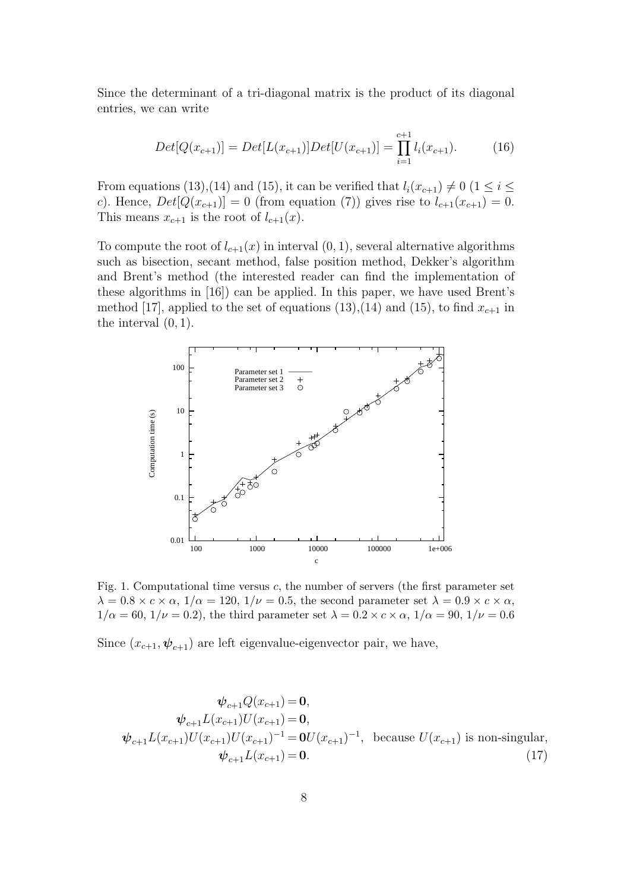Since the determinant of a tri-diagonal matrix is the product of its diagonal entries, we can write

$$Det[Q(x_{c+1})] = Det[L(x_{c+1})]Det[U(x_{c+1})] = \prod_{i=1}^{c+1} l_i(x_{c+1}). \tag{16}$$

From equations (13),(14) and (15), it can be verified that $l_i(x_{c+1}) \neq 0$ ($1 \leq i \leq c$). Hence, $Det[Q(x_{c+1})] = 0$ (from equation (7)) gives rise to $l_{c+1}(x_{c+1}) = 0$. This means $x_{c+1}$ is the root of $l_{c+1}(x)$.

To compute the root of $l_{c+1}(x)$ in interval $(0, 1)$, several alternative algorithms such as bisection, secant method, false position method, Dekker's algorithm and Brent's method (the interested reader can find the implementation of these algorithms in [16]) can be applied. In this paper, we have used Brent's method [17], applied to the set of equations (13),(14) and (15), to find $x_{c+1}$ in the interval $(0, 1)$.

Fig. 1. Computational time versus $c$, the number of servers (the first parameter set $\lambda = 0.8 \times c \times \alpha$, $1/\alpha = 120$, $1/\nu = 0.5$, the second parameter set $\lambda = 0.9 \times c \times \alpha$, $1/\alpha = 60$, $1/\nu = 0.2$), the third parameter set $\lambda = 0.2 \times c \times \alpha$, $1/\alpha = 90$, $1/\nu = 0.6$

Since $(x_{c+1}, \boldsymbol{\psi}_{c+1})$ are left eigenvalue-eigenvector pair, we have,

$$\begin{aligned}
\boldsymbol{\psi}_{c+1} Q(x_{c+1}) &= \mathbf{0}, \\
\boldsymbol{\psi}_{c+1} L(x_{c+1}) U(x_{c+1}) &= \mathbf{0}, \\
\boldsymbol{\psi}_{c+1} L(x_{c+1}) U(x_{c+1}) U(x_{c+1})^{-1} &= \mathbf{0} U(x_{c+1})^{-1}, \quad \text{because } U(x_{c+1}) \text{ is non-singular}, \\
\boldsymbol{\psi}_{c+1} L(x_{c+1}) &= \mathbf{0}.
\end{aligned} \tag{17}$$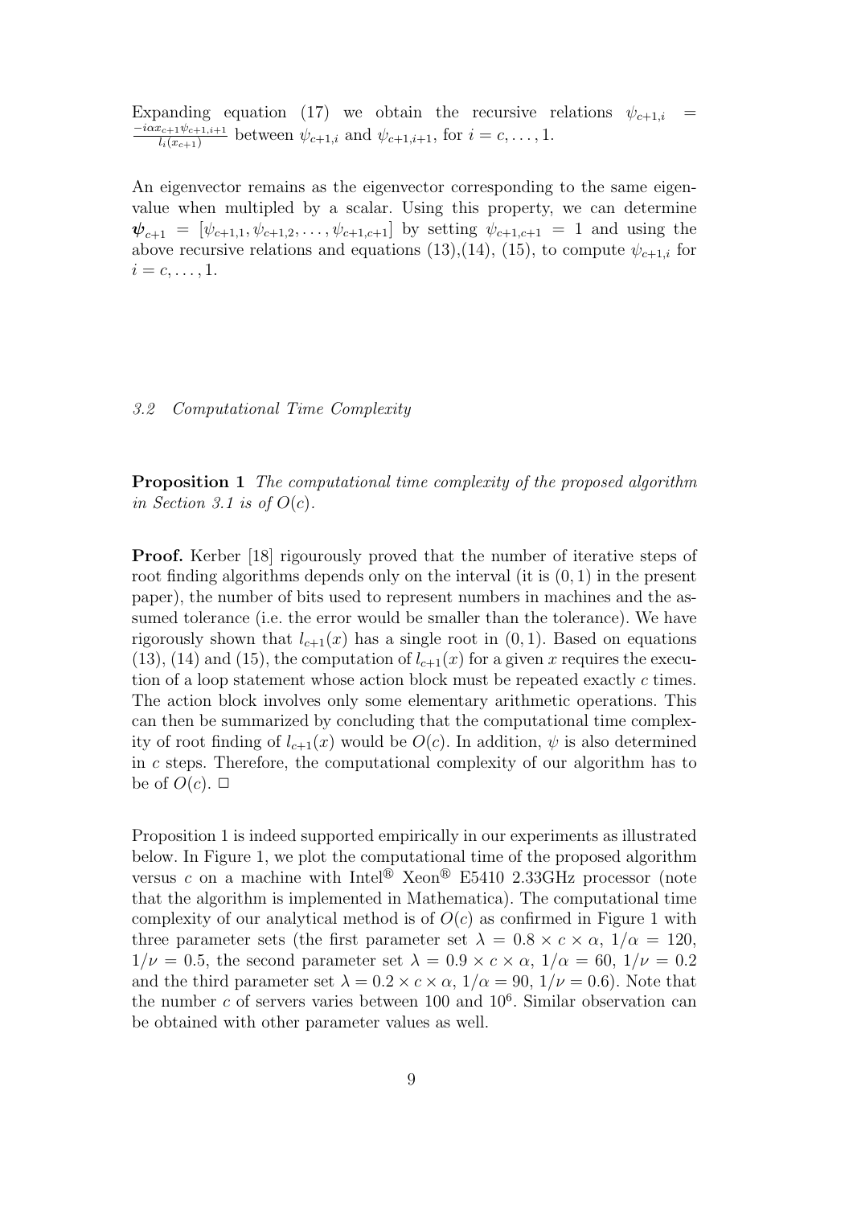Expanding equation (17) we obtain the recursive relations $\psi_{c+1,i} = \frac{-i\alpha x_{c+1}\psi_{c+1,i+1}}{l_i(x_{c+1})}$ between $\psi_{c+1,i}$ and $\psi_{c+1,i+1}$, for $i = c, \ldots, 1$.

An eigenvector remains as the eigenvector corresponding to the same eigenvalue when multipled by a scalar. Using this property, we can determine $\boldsymbol{\psi}_{c+1} = [\psi_{c+1,1}, \psi_{c+1,2}, \ldots, \psi_{c+1,c+1}]$ by setting $\psi_{c+1,c+1} = 1$ and using the above recursive relations and equations (13),(14), (15), to compute $\psi_{c+1,i}$ for $i = c, \ldots, 1$.

### *3.2 Computational Time Complexity*

**Proposition 1** *The computational time complexity of the proposed algorithm in Section 3.1 is of $O(c)$.*

**Proof.** Kerber [18] rigourously proved that the number of iterative steps of root finding algorithms depends only on the interval (it is $(0, 1)$ in the present paper), the number of bits used to represent numbers in machines and the assumed tolerance (i.e. the error would be smaller than the tolerance). We have rigorously shown that $l_{c+1}(x)$ has a single root in $(0, 1)$. Based on equations (13), (14) and (15), the computation of $l_{c+1}(x)$ for a given $x$ requires the execution of a loop statement whose action block must be repeated exactly $c$ times. The action block involves only some elementary arithmetic operations. This can then be summarized by concluding that the computational time complexity of root finding of $l_{c+1}(x)$ would be $O(c)$. In addition, $\psi$ is also determined in $c$ steps. Therefore, the computational complexity of our algorithm has to be of $O(c)$. $\square$

Proposition 1 is indeed supported empirically in our experiments as illustrated below. In Figure 1, we plot the computational time of the proposed algorithm versus $c$ on a machine with Intel® Xeon® E5410 2.33GHz processor (note that the algorithm is implemented in Mathematica). The computational time complexity of our analytical method is of $O(c)$ as confirmed in Figure 1 with three parameter sets (the first parameter set $\lambda = 0.8 \times c \times \alpha$, $1/\alpha = 120$, $1/\nu = 0.5$, the second parameter set $\lambda = 0.9 \times c \times \alpha$, $1/\alpha = 60$, $1/\nu = 0.2$ and the third parameter set $\lambda = 0.2 \times c \times \alpha$, $1/\alpha = 90$, $1/\nu = 0.6$). Note that the number $c$ of servers varies between 100 and $10^6$. Similar observation can be obtained with other parameter values as well.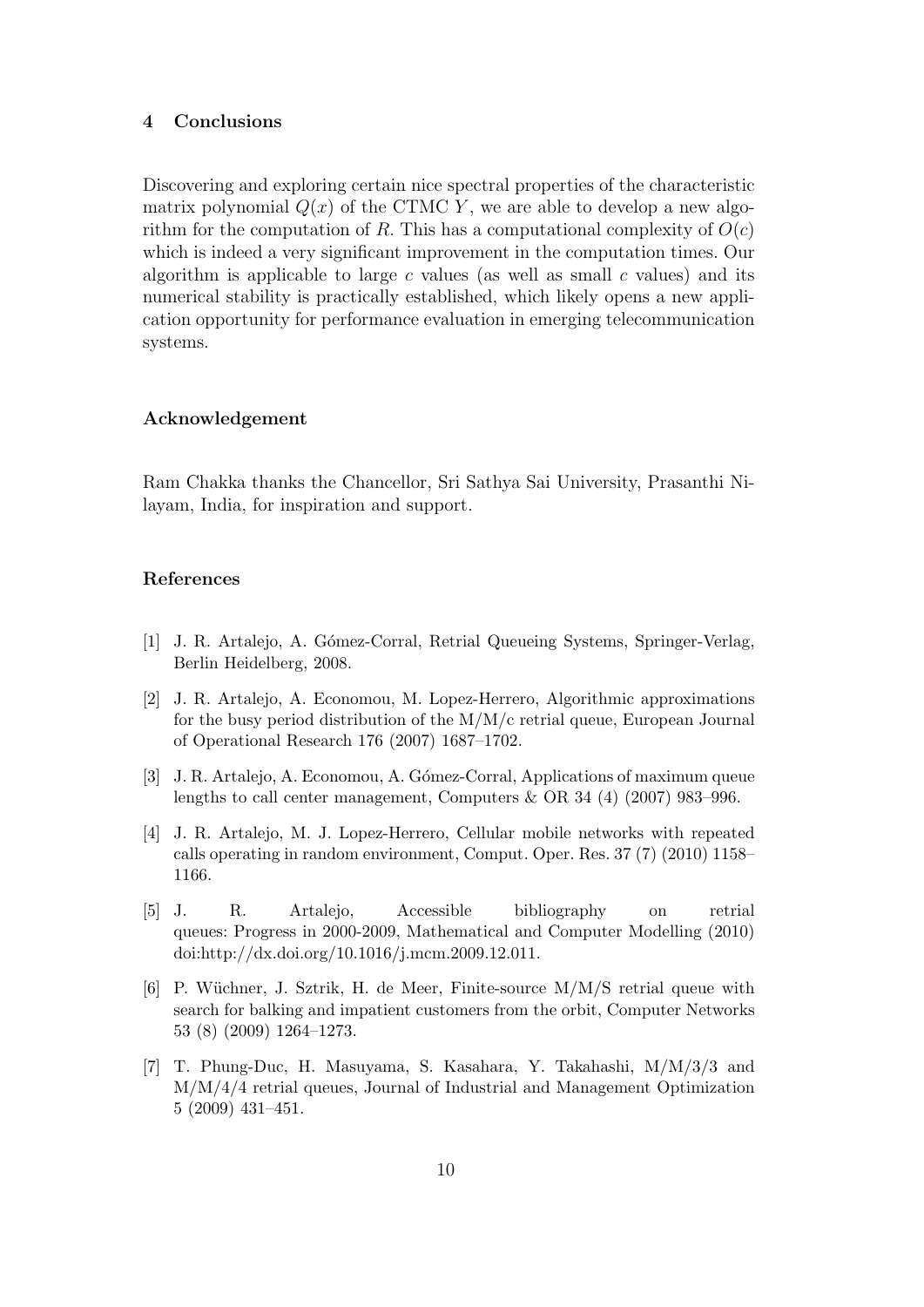## 4 Conclusions

Discovering and exploring certain nice spectral properties of the characteristic matrix polynomial $Q(x)$ of the CTMC $Y$, we are able to develop a new algorithm for the computation of $R$. This has a computational complexity of $O(c)$ which is indeed a very significant improvement in the computation times. Our algorithm is applicable to large $c$ values (as well as small $c$ values) and its numerical stability is practically established, which likely opens a new application opportunity for performance evaluation in emerging telecommunication systems.

### Acknowledgement

Ram Chakka thanks the Chancellor, Sri Sathya Sai University, Prasanthi Nilayam, India, for inspiration and support.

### References

[1] J. R. Artalejo, A. Gómez-Corral, Retrial Queueing Systems, Springer-Verlag, Berlin Heidelberg, 2008.

[2] J. R. Artalejo, A. Economou, M. Lopez-Herrero, Algorithmic approximations for the busy period distribution of the M/M/c retrial queue, European Journal of Operational Research 176 (2007) 1687–1702.

[3] J. R. Artalejo, A. Economou, A. Gómez-Corral, Applications of maximum queue lengths to call center management, Computers & OR 34 (4) (2007) 983–996.

[4] J. R. Artalejo, M. J. Lopez-Herrero, Cellular mobile networks with repeated calls operating in random environment, Comput. Oper. Res. 37 (7) (2010) 1158–1166.

[5] J. R. Artalejo, Accessible bibliography on retrial queues: Progress in 2000-2009, Mathematical and Computer Modelling (2010) doi:http://dx.doi.org/10.1016/j.mcm.2009.12.011.

[6] P. Wüchner, J. Sztrik, H. de Meer, Finite-source M/M/S retrial queue with search for balking and impatient customers from the orbit, Computer Networks 53 (8) (2009) 1264–1273.

[7] T. Phung-Duc, H. Masuyama, S. Kasahara, Y. Takahashi, M/M/3/3 and M/M/4/4 retrial queues, Journal of Industrial and Management Optimization 5 (2009) 431–451.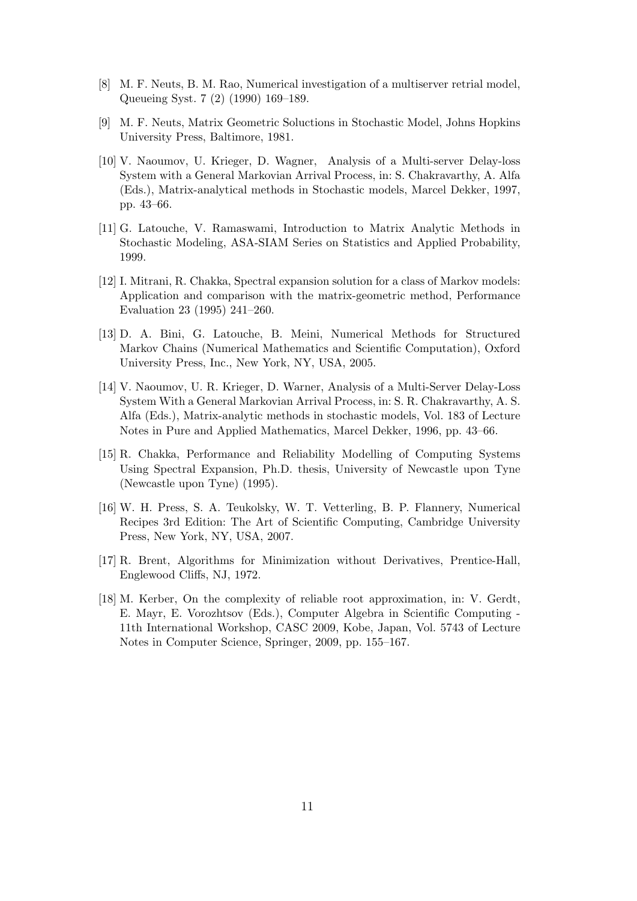[8] M. F. Neuts, B. M. Rao, Numerical investigation of a multiserver retrial model, Queueing Syst. 7 (2) (1990) 169–189.

[9] M. F. Neuts, Matrix Geometric Soluctions in Stochastic Model, Johns Hopkins University Press, Baltimore, 1981.

[10] V. Naoumov, U. Krieger, D. Wagner, Analysis of a Multi-server Delay-loss System with a General Markovian Arrival Process, in: S. Chakravarthy, A. Alfa (Eds.), Matrix-analytical methods in Stochastic models, Marcel Dekker, 1997, pp. 43–66.

[11] G. Latouche, V. Ramaswami, Introduction to Matrix Analytic Methods in Stochastic Modeling, ASA-SIAM Series on Statistics and Applied Probability, 1999.

[12] I. Mitrani, R. Chakka, Spectral expansion solution for a class of Markov models: Application and comparison with the matrix-geometric method, Performance Evaluation 23 (1995) 241–260.

[13] D. A. Bini, G. Latouche, B. Meini, Numerical Methods for Structured Markov Chains (Numerical Mathematics and Scientific Computation), Oxford University Press, Inc., New York, NY, USA, 2005.

[14] V. Naoumov, U. R. Krieger, D. Warner, Analysis of a Multi-Server Delay-Loss System With a General Markovian Arrival Process, in: S. R. Chakravarthy, A. S. Alfa (Eds.), Matrix-analytic methods in stochastic models, Vol. 183 of Lecture Notes in Pure and Applied Mathematics, Marcel Dekker, 1996, pp. 43–66.

[15] R. Chakka, Performance and Reliability Modelling of Computing Systems Using Spectral Expansion, Ph.D. thesis, University of Newcastle upon Tyne (Newcastle upon Tyne) (1995).

[16] W. H. Press, S. A. Teukolsky, W. T. Vetterling, B. P. Flannery, Numerical Recipes 3rd Edition: The Art of Scientific Computing, Cambridge University Press, New York, NY, USA, 2007.

[17] R. Brent, Algorithms for Minimization without Derivatives, Prentice-Hall, Englewood Cliffs, NJ, 1972.

[18] M. Kerber, On the complexity of reliable root approximation, in: V. Gerdt, E. Mayr, E. Vorozhtsov (Eds.), Computer Algebra in Scientific Computing - 11th International Workshop, CASC 2009, Kobe, Japan, Vol. 5743 of Lecture Notes in Computer Science, Springer, 2009, pp. 155–167.